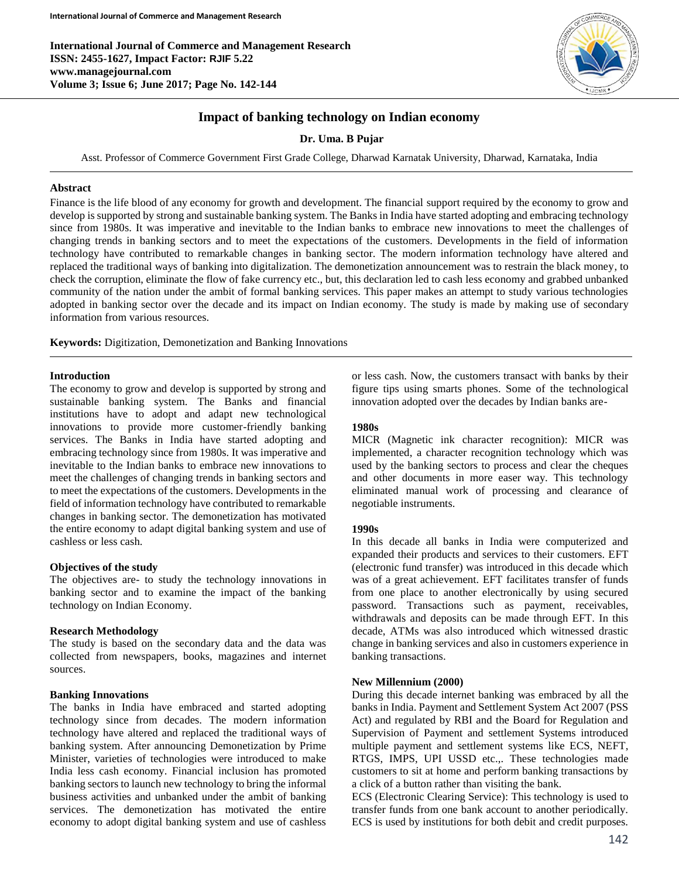# Impact of banking technology on Indian economy

**Dr. Uma. B Pujar**

Asst. Professor of Commerce Government First Grade College, Dharwad Karnatak University, Dharwad, Karnataka, India

## Abstract

Finance is the life blood of any economy for growth and development. The financial support required by the economy to grow and develop is supported by strong and sustainable banking system. The Banks in India have started adopting and embracing technology since from 1980s. It was imperative and inevitable to the Indian banks to embrace new innovations to meet the challenges of changing trends in banking sectors and to meet the expectations of the customers. Developments in the field of information technology have contributed to remarkable changes in banking sector. The modern information technology have altered and replaced the traditional ways of banking into digitalization. The demonetization announcement was to restrain the black money, to check the corruption, eliminate the flow of fake currency etc., but, this declaration led to cash less economy and grabbed unbanked community of the nation under the ambit of formal banking services. This paper makes an attempt to study various technologies adopted in banking sector over the decade and its impact on Indian economy. The study is made by making use of secondary information from various resources.

**Keywords:** Digitization, Demonetization and Banking Innovations

## Introduction

The economy to grow and develop is supported by strong and sustainable banking system. The Banks and financial institutions have to adopt and adapt new technological innovations to provide more customer-friendly banking services. The Banks in India have started adopting and embracing technology since from 1980s. It was imperative and inevitable to the Indian banks to embrace new innovations to meet the challenges of changing trends in banking sectors and to meet the expectations of the customers. Developments in the field of information technology have contributed to remarkable changes in banking sector. The demonetization has motivated the entire economy to adapt digital banking system and use of cashless or less cash.

## Objectives of the study

The objectives are- to study the technology innovations in banking sector and to examine the impact of the banking technology on Indian Economy.

## Research Methodology

The study is based on the secondary data and the data was collected from newspapers, books, magazines and internet sources.

## Banking Innovations

The banks in India have embraced and started adopting technology since from decades. The modern information technology have altered and replaced the traditional ways of banking system. After announcing Demonetization by Prime Minister, varieties of technologies were introduced to make India less cash economy. Financial inclusion has promoted banking sectors to launch new technology to bring the informal business activities and unbanked under the ambit of banking services. The demonetization has motivated the entire economy to adopt digital banking system and use of cashless or less cash. Now, the customers transact with banks by their figure tips using smarts phones. Some of the technological innovation adopted over the decades by Indian banks are-

### 1980s

MICR (Magnetic ink character recognition): MICR was implemented, a character recognition technology which was used by the banking sectors to process and clear the cheques and other documents in more easer way. This technology eliminated manual work of processing and clearance of negotiable instruments.

### 1990s

In this decade all banks in India were computerized and expanded their products and services to their customers. EFT (electronic fund transfer) was introduced in this decade which was of a great achievement. EFT facilitates transfer of funds from one place to another electronically by using secured password. Transactions such as payment, receivables, withdrawals and deposits can be made through EFT. In this decade, ATMs was also introduced which witnessed drastic change in banking services and also in customers experience in banking transactions.

### New Millennium (2000)

During this decade internet banking was embraced by all the banks in India. Payment and Settlement System Act 2007 (PSS Act) and regulated by RBI and the Board for Regulation and Supervision of Payment and settlement Systems introduced multiple payment and settlement systems like ECS, NEFT, RTGS, IMPS, UPI USSD etc.,. These technologies made customers to sit at home and perform banking transactions by a click of a button rather than visiting the bank.

ECS (Electronic Clearing Service): This technology is used to transfer funds from one bank account to another periodically. ECS is used by institutions for both debit and credit purposes.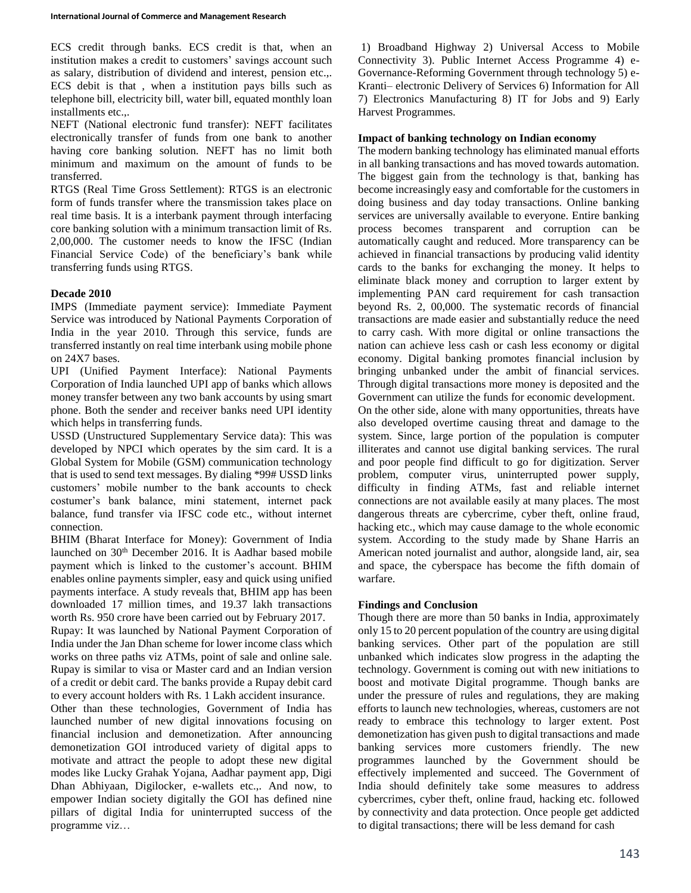ECS credit through banks. ECS credit is that, when an institution makes a credit to customers' savings account such as salary, distribution of dividend and interest, pension etc.,. ECS debit is that , when a institution pays bills such as telephone bill, electricity bill, water bill, equated monthly loan installments etc.,.

NEFT (National electronic fund transfer): NEFT facilitates electronically transfer of funds from one bank to another having core banking solution. NEFT has no limit both minimum and maximum on the amount of funds to be transferred.

RTGS (Real Time Gross Settlement): RTGS is an electronic form of funds transfer where the transmission takes place on real time basis. It is a interbank payment through interfacing core banking solution with a minimum transaction limit of Rs. 2,00,000. The customer needs to know the IFSC (Indian Financial Service Code) of the beneficiary's bank while transferring funds using RTGS.

**Decade 2010**

IMPS (Immediate payment service): Immediate Payment Service was introduced by National Payments Corporation of India in the year 2010. Through this service, funds are transferred instantly on real time interbank using mobile phone on 24X7 bases.

UPI (Unified Payment Interface): National Payments Corporation of India launched UPI app of banks which allows money transfer between any two bank accounts by using smart phone. Both the sender and receiver banks need UPI identity which helps in transferring funds.

USSD (Unstructured Supplementary Service data): This was developed by NPCI which operates by the sim card. It is a Global System for Mobile (GSM) communication technology that is used to send text messages. By dialing *99# USSD links customers' mobile number to the bank accounts to check costumer's bank balance, mini statement, internet pack balance, fund transfer via IFSC code etc., without internet connection.

BHIM (Bharat Interface for Money): Government of India launched on 30th December 2016. It is Aadhar based mobile payment which is linked to the customer's account. BHIM enables online payments simpler, easy and quick using unified payments interface. A study reveals that, BHIM app has been downloaded 17 million times, and 19.37 lakh transactions worth Rs. 950 crore have been carried out by February 2017.

Rupay: It was launched by National Payment Corporation of India under the Jan Dhan scheme for lower income class which works on three paths viz ATMs, point of sale and online sale. Rupay is similar to visa or Master card and an Indian version of a credit or debit card. The banks provide a Rupay debit card to every account holders with Rs. 1 Lakh accident insurance.

Other than these technologies, Government of India has launched number of new digital innovations focusing on financial inclusion and demonetization. After announcing demonetization GOI introduced variety of digital apps to motivate and attract the people to adopt these new digital modes like Lucky Grahak Yojana, Aadhar payment app, Digi Dhan Abhiyaan, Digilocker, e-wallets etc.,. And now, to empower Indian society digitally the GOI has defined nine pillars of digital India for uninterrupted success of the programme viz…

1) Broadband Highway 2) Universal Access to Mobile Connectivity 3). Public Internet Access Programme 4) e-Governance-Reforming Government through technology 5) e-Kranti– electronic Delivery of Services 6) Information for All 7) Electronics Manufacturing 8) IT for Jobs and 9) Early Harvest Programmes.

**Impact of banking technology on Indian economy**

The modern banking technology has eliminated manual efforts in all banking transactions and has moved towards automation. The biggest gain from the technology is that, banking has become increasingly easy and comfortable for the customers in doing business and day today transactions. Online banking services are universally available to everyone. Entire banking process becomes transparent and corruption can be automatically caught and reduced. More transparency can be achieved in financial transactions by producing valid identity cards to the banks for exchanging the money. It helps to eliminate black money and corruption to larger extent by implementing PAN card requirement for cash transaction beyond Rs. 2, 00,000. The systematic records of financial transactions are made easier and substantially reduce the need to carry cash. With more digital or online transactions the nation can achieve less cash or cash less economy or digital economy. Digital banking promotes financial inclusion by bringing unbanked under the ambit of financial services. Through digital transactions more money is deposited and the Government can utilize the funds for economic development.

On the other side, alone with many opportunities, threats have also developed overtime causing threat and damage to the system. Since, large portion of the population is computer illiterates and cannot use digital banking services. The rural and poor people find difficult to go for digitization. Server problem, computer virus, uninterrupted power supply, difficulty in finding ATMs, fast and reliable internet connections are not available easily at many places. The most dangerous threats are cybercrime, cyber theft, online fraud, hacking etc., which may cause damage to the whole economic system. According to the study made by Shane Harris an American noted journalist and author, alongside land, air, sea and space, the cyberspace has become the fifth domain of warfare.

**Findings and Conclusion**

Though there are more than 50 banks in India, approximately only 15 to 20 percent population of the country are using digital banking services. Other part of the population are still unbanked which indicates slow progress in the adapting the technology. Government is coming out with new initiations to boost and motivate Digital programme. Though banks are under the pressure of rules and regulations, they are making efforts to launch new technologies, whereas, customers are not ready to embrace this technology to larger extent. Post demonetization has given push to digital transactions and made banking services more customers friendly. The new programmes launched by the Government should be effectively implemented and succeed. The Government of India should definitely take some measures to address cybercrimes, cyber theft, online fraud, hacking etc. followed by connectivity and data protection. Once people get addicted to digital transactions; there will be less demand for cash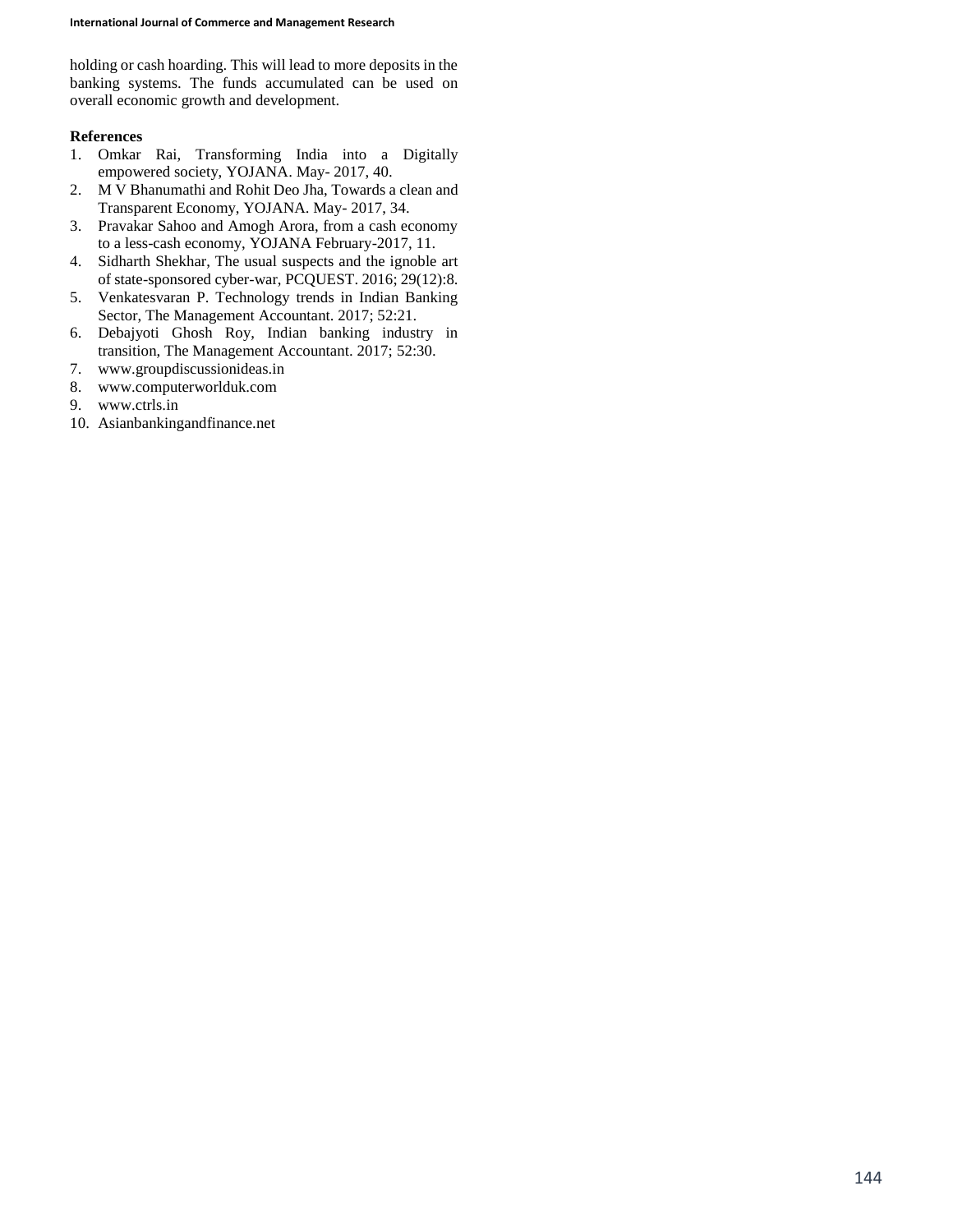holding or cash hoarding. This will lead to more deposits in the banking systems. The funds accumulated can be used on overall economic growth and development.

**References**

1. Omkar Rai, Transforming India into a Digitally empowered society, YOJANA. May- 2017, 40.
2. M V Bhanumathi and Rohit Deo Jha, Towards a clean and Transparent Economy, YOJANA. May- 2017, 34.
3. Pravakar Sahoo and Amogh Arora, from a cash economy to a less-cash economy, YOJANA February-2017, 11.
4. Sidharth Shekhar, The usual suspects and the ignoble art of state-sponsored cyber-war, PCQUEST. 2016; 29(12):8.
5. Venkatesvaran P. Technology trends in Indian Banking Sector, The Management Accountant. 2017; 52:21.
6. Debajyoti Ghosh Roy, Indian banking industry in transition, The Management Accountant. 2017; 52:30.
7. www.groupdiscussionideas.in
8. www.computerworlduk.com
9. www.ctrls.in
10. Asianbankingandfinance.net